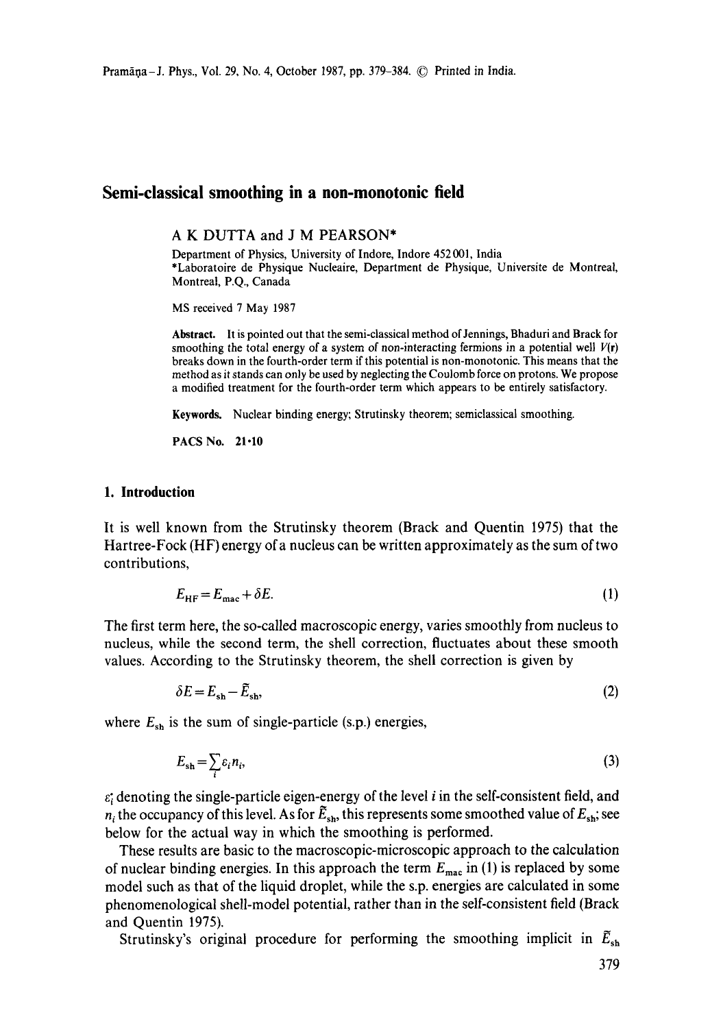# Semi-classical smoothing in a non-monotonic field

A K DUTTA and J M PEARSON*

Department of Physics, University of Indore, Indore 452 001, India
*Laboratoire de Physique Nucleaire, Department de Physique, Universite de Montreal, Montreal, P.Q., Canada

MS received 7 May 1987

**Abstract.** It is pointed out that the semi-classical method of Jennings, Bhaduri and Brack for smoothing the total energy of a system of non-interacting fermions in a potential well $V(\mathbf{r})$ breaks down in the fourth-order term if this potential is non-monotonic. This means that the method as it stands can only be used by neglecting the Coulomb force on protons. We propose a modified treatment for the fourth-order term which appears to be entirely satisfactory.

**Keywords.** Nuclear binding energy; Strutinsky theorem; semiclassical smoothing.

**PACS No.** 21·10

## 1. Introduction

It is well known from the Strutinsky theorem (Brack and Quentin 1975) that the Hartree-Fock (HF) energy of a nucleus can be written approximately as the sum of two contributions,

$$E_{\mathrm{HF}} = E_{\mathrm{mac}} + \delta E. \tag{1}$$

The first term here, the so-called macroscopic energy, varies smoothly from nucleus to nucleus, while the second term, the shell correction, fluctuates about these smooth values. According to the Strutinsky theorem, the shell correction is given by

$$\delta E = E_{\mathrm{sh}} - \tilde{E}_{\mathrm{sh}}, \tag{2}$$

where $E_{\mathrm{sh}}$ is the sum of single-particle (s.p.) energies,

$$E_{\mathrm{sh}} = \sum_i \varepsilon_i n_i, \tag{3}$$

$\varepsilon_i$ denoting the single-particle eigen-energy of the level $i$ in the self-consistent field, and $n_i$ the occupancy of this level. As for $\tilde{E}_{\mathrm{sh}}$, this represents some smoothed value of $E_{\mathrm{sh}}$; see below for the actual way in which the smoothing is performed.

These results are basic to the macroscopic-microscopic approach to the calculation of nuclear binding energies. In this approach the term $E_{\mathrm{mac}}$ in (1) is replaced by some model such as that of the liquid droplet, while the s.p. energies are calculated in some phenomenological shell-model potential, rather than in the self-consistent field (Brack and Quentin 1975).

Strutinsky's original procedure for performing the smoothing implicit in $\tilde{E}_{\mathrm{sh}}$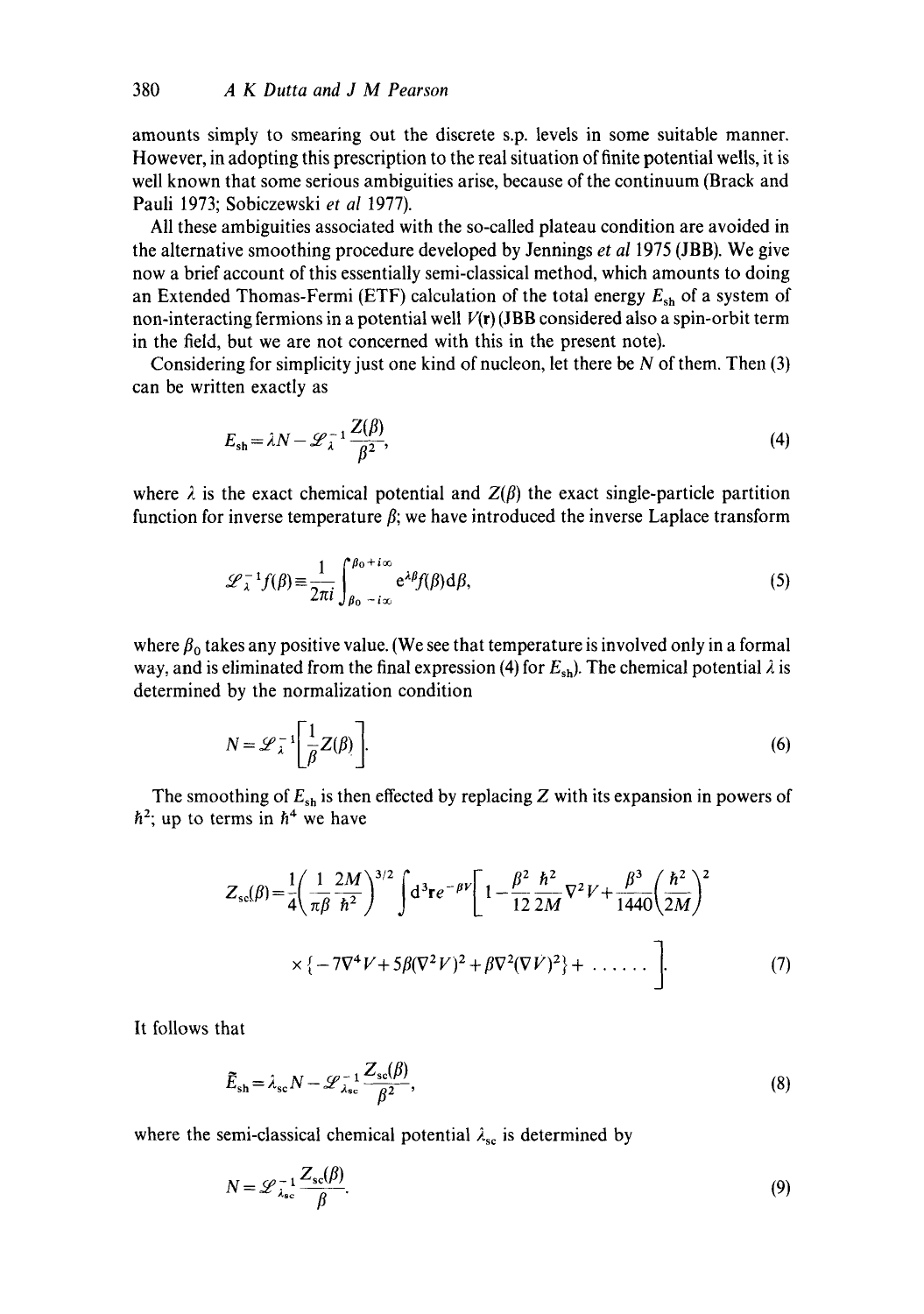amounts simply to smearing out the discrete s.p. levels in some suitable manner. However, in adopting this prescription to the real situation of finite potential wells, it is well known that some serious ambiguities arise, because of the continuum (Brack and Pauli 1973; Sobiczewski *et al* 1977).

All these ambiguities associated with the so-called plateau condition are avoided in the alternative smoothing procedure developed by Jennings *et al* 1975 (JBB). We give now a brief account of this essentially semi-classical method, which amounts to doing an Extended Thomas-Fermi (ETF) calculation of the total energy $E_{\rm sh}$ of a system of non-interacting fermions in a potential well $V(\mathbf{r})$ (JBB considered also a spin-orbit term in the field, but we are not concerned with this in the present note).

Considering for simplicity just one kind of nucleon, let there be $N$ of them. Then (3) can be written exactly as

$$E_{\rm sh} = \lambda N - \mathscr{L}_\lambda^{-1} \frac{Z(\beta)}{\beta^2}, \tag{4}$$

where $\lambda$ is the exact chemical potential and $Z(\beta)$ the exact single-particle partition function for inverse temperature $\beta$; we have introduced the inverse Laplace transform

$$\mathscr{L}_\lambda^{-1} f(\beta) \equiv \frac{1}{2\pi i} \int_{\beta_0 - i\infty}^{\beta_0 + i\infty} e^{\lambda\beta} f(\beta) \, d\beta, \tag{5}$$

where $\beta_0$ takes any positive value. (We see that temperature is involved only in a formal way, and is eliminated from the final expression (4) for $E_{\rm sh}$). The chemical potential $\lambda$ is determined by the normalization condition

$$N = \mathscr{L}_\lambda^{-1} \left[ \frac{1}{\beta} Z(\beta) \right]. \tag{6}$$

The smoothing of $E_{\rm sh}$ is then effected by replacing $Z$ with its expansion in powers of $\hbar^2$; up to terms in $\hbar^4$ we have

$$Z_{\rm sc}(\beta) = \frac{1}{4} \left( \frac{1}{\pi\beta} \frac{2M}{\hbar^2} \right)^{3/2} \int d^3\mathbf{r} \, e^{-\beta V} \left[ 1 - \frac{\beta^2}{12} \frac{\hbar^2}{2M} \nabla^2 V + \frac{\beta^3}{1440} \left( \frac{\hbar^2}{2M} \right)^2 \right.$$

$$\left. \times \{ -7\nabla^4 V + 5\beta(\nabla^2 V)^2 + \beta\nabla^2(\nabla V)^2 \} + \ldots\ldots \right]. \tag{7}$$

It follows that

$$\tilde{E}_{\rm sh} = \lambda_{\rm sc} N - \mathscr{L}_{\lambda_{\rm sc}}^{-1} \frac{Z_{\rm sc}(\beta)}{\beta^2}, \tag{8}$$

where the semi-classical chemical potential $\lambda_{\rm sc}$ is determined by

$$N = \mathscr{L}_{\lambda_{\rm sc}}^{-1} \frac{Z_{\rm sc}(\beta)}{\beta}. \tag{9}$$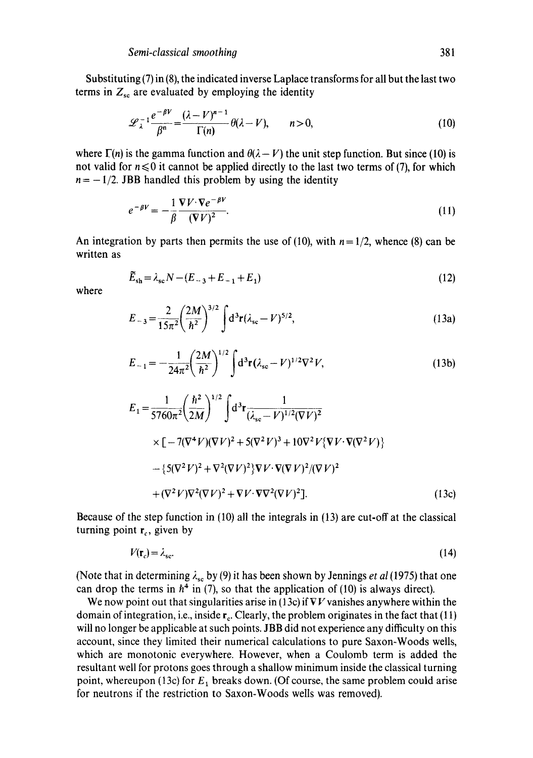Substituting (7) in (8), the indicated inverse Laplace transforms for all but the last two terms in $Z_{sc}$ are evaluated by employing the identity

$$\mathscr{L}_{\lambda}^{-1}\frac{e^{-\beta V}}{\beta^n}=\frac{(\lambda-V)^{n-1}}{\Gamma(n)}\theta(\lambda-V), \qquad n>0, \tag{10}$$

where $\Gamma(n)$ is the gamma function and $\theta(\lambda-V)$ the unit step function. But since (10) is not valid for $n\leqslant 0$ it cannot be applied directly to the last two terms of (7), for which $n=-1/2$. JBB handled this problem by using the identity

$$e^{-\beta V}=-\frac{1}{\beta}\frac{\nabla V\cdot\nabla e^{-\beta V}}{(\nabla V)^2}. \tag{11}$$

An integration by parts then permits the use of (10), with $n=1/2$, whence (8) can be written as

$$\tilde{E}_{sh}=\lambda_{sc}N-(E_{-3}+E_{-1}+E_1) \tag{12}$$

where

$$E_{-3}=\frac{2}{15\pi^2}\left(\frac{2M}{\hbar^2}\right)^{3/2}\int d^3\mathbf{r}(\lambda_{sc}-V)^{5/2}, \tag{13a}$$

$$E_{-1}=-\frac{1}{24\pi^2}\left(\frac{2M}{\hbar^2}\right)^{1/2}\int d^3\mathbf{r}(\lambda_{sc}-V)^{1/2}\nabla^2 V, \tag{13b}$$

$$\begin{aligned}E_1=\frac{1}{5760\pi^2}\left(\frac{\hbar^2}{2M}\right)^{1/2}&\int d^3\mathbf{r}\frac{1}{(\lambda_{sc}-V)^{1/2}(\nabla V)^2}\\ &\times[-7(\nabla^4 V)(\nabla V)^2+5(\nabla^2 V)^3+10\nabla^2 V\{\nabla V\cdot\nabla(\nabla^2 V)\}\\ &-\{5(\nabla^2 V)^2+\nabla^2(\nabla V)^2\}\nabla V\cdot\nabla(\nabla V)^2/(\nabla V)^2\\ &+(\nabla^2 V)\nabla^2(\nabla V)^2+\nabla V\cdot\nabla\nabla^2(\nabla V)^2].\end{aligned} \tag{13c}$$

Because of the step function in (10) all the integrals in (13) are cut-off at the classical turning point $\mathbf{r}_c$, given by

$$V(\mathbf{r}_c)=\lambda_{sc}. \tag{14}$$

(Note that in determining $\lambda_{sc}$ by (9) it has been shown by Jennings *et al* (1975) that one can drop the terms in $\hbar^4$ in (7), so that the application of (10) is always direct).

We now point out that singularities arise in (13c) if $\nabla V$ vanishes anywhere within the domain of integration, i.e., inside $\mathbf{r}_c$. Clearly, the problem originates in the fact that (11) will no longer be applicable at such points. JBB did not experience any difficulty on this account, since they limited their numerical calculations to pure Saxon-Woods wells, which are monotonic everywhere. However, when a Coulomb term is added the resultant well for protons goes through a shallow minimum inside the classical turning point, whereupon (13c) for $E_1$ breaks down. (Of course, the same problem could arise for neutrons if the restriction to Saxon-Woods wells was removed).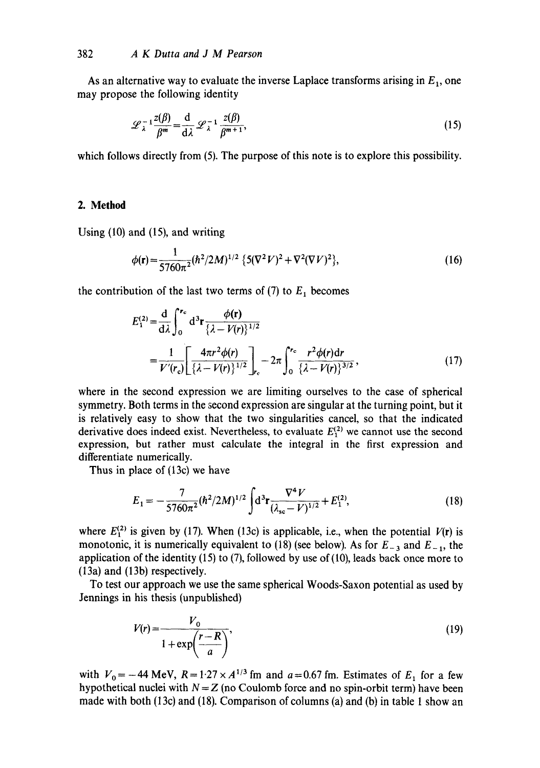As an alternative way to evaluate the inverse Laplace transforms arising in $E_1$, one may propose the following identity

$$\mathscr{L}_\lambda^{-1}\frac{z(\beta)}{\beta^m}=\frac{\mathrm{d}}{\mathrm{d}\lambda}\mathscr{L}_\lambda^{-1}\frac{z(\beta)}{\beta^{m+1}}, \tag{15}$$

which follows directly from (5). The purpose of this note is to explore this possibility.

## 2. Method

Using (10) and (15), and writing

$$\phi(\mathbf{r})=\frac{1}{5760\pi^2}(\hbar^2/2M)^{1/2}\,\{5(\nabla^2 V)^2+\nabla^2(\nabla V)^2\}, \tag{16}$$

the contribution of the last two terms of (7) to $E_1$ becomes

$$\begin{aligned}E_1^{(2)}&=\frac{\mathrm{d}}{\mathrm{d}\lambda}\int_0^{r_c}\mathrm{d}^3\mathbf{r}\frac{\phi(\mathbf{r})}{\{\lambda-V(r)\}^{1/2}}\\&=\frac{1}{V'(r_c)}\left[\frac{4\pi r^2\phi(r)}{\{\lambda-V(r)\}^{1/2}}\right]_{r_c}-2\pi\int_0^{r_c}\frac{r^2\phi(r)\mathrm{d}r}{\{\lambda-V(r)\}^{3/2}},\end{aligned} \tag{17}$$

where in the second expression we are limiting ourselves to the case of spherical symmetry. Both terms in the second expression are singular at the turning point, but it is relatively easy to show that the two singularities cancel, so that the indicated derivative does indeed exist. Nevertheless, to evaluate $E_1^{(2)}$ we cannot use the second expression, but rather must calculate the integral in the first expression and differentiate numerically.

Thus in place of (13c) we have

$$E_1=-\frac{7}{5760\pi^2}(\hbar^2/2M)^{1/2}\int \mathrm{d}^3\mathbf{r}\frac{\nabla^4 V}{(\lambda_{sc}-V)^{1/2}}+E_1^{(2)}, \tag{18}$$

where $E_1^{(2)}$ is given by (17). When (13c) is applicable, i.e., when the potential $V(\mathbf{r})$ is monotonic, it is numerically equivalent to (18) (see below). As for $E_{-3}$ and $E_{-1}$, the application of the identity (15) to (7), followed by use of (10), leads back once more to (13a) and (13b) respectively.

To test our approach we use the same spherical Woods-Saxon potential as used by Jennings in his thesis (unpublished)

$$V(r)=\frac{V_0}{1+\exp\left(\dfrac{r-R}{a}\right)}, \tag{19}$$

with $V_0=-44$ MeV, $R=1{\cdot}27\times A^{1/3}$ fm and $a=0.67$ fm. Estimates of $E_1$ for a few hypothetical nuclei with $N=Z$ (no Coulomb force and no spin-orbit term) have been made with both (13c) and (18). Comparison of columns (a) and (b) in table 1 show an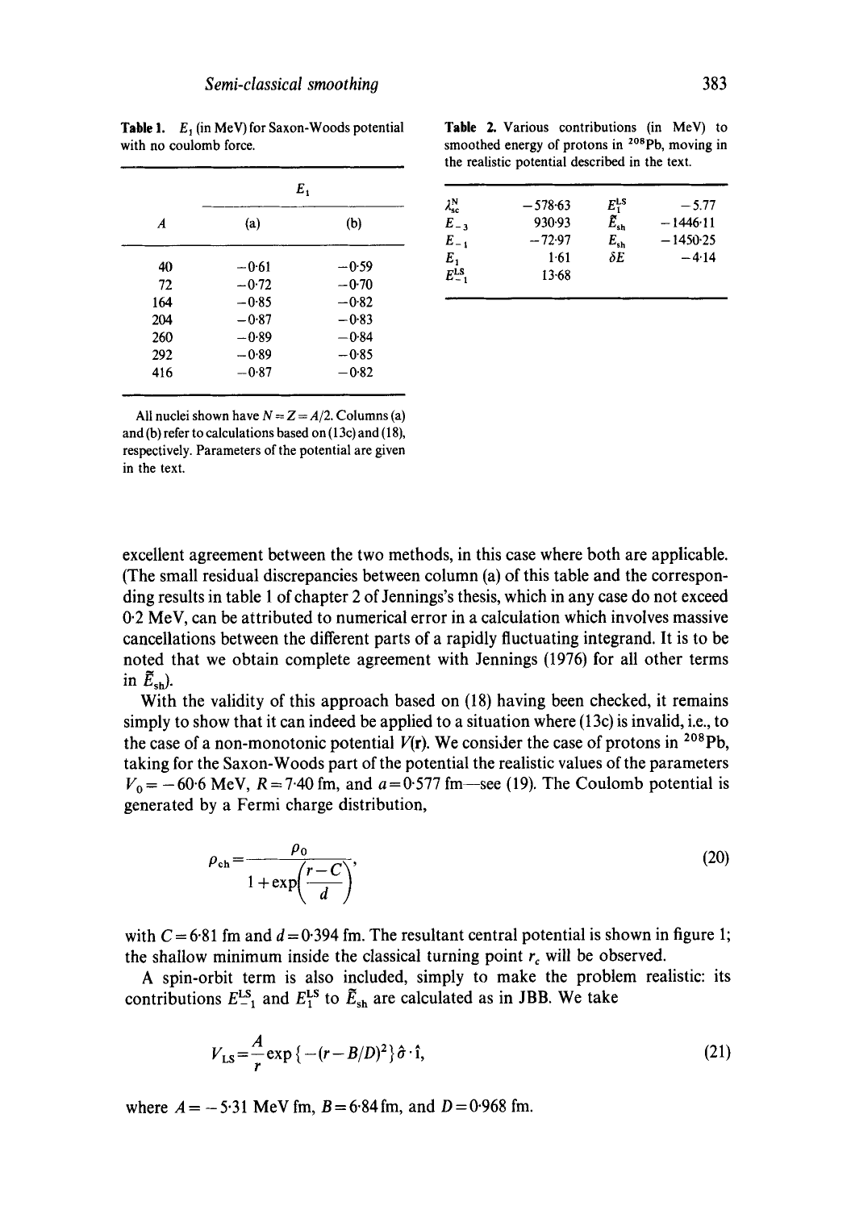**Table 1.** $E_1$ (in MeV) for Saxon-Woods potential with no coulomb force.

| $A$ | $E_1$ (a) | $E_1$ (b) |
|---|---|---|
| 40 | −0·61 | −0·59 |
| 72 | −0·72 | −0·70 |
| 164 | −0·85 | −0·82 |
| 204 | −0·87 | −0·83 |
| 260 | −0·89 | −0·84 |
| 292 | −0·89 | −0·85 |
| 416 | −0·87 | −0·82 |

All nuclei shown have $N = Z = A/2$. Columns (a) and (b) refer to calculations based on (13c) and (18), respectively. Parameters of the potential are given in the text.

**Table 2.** Various contributions (in MeV) to smoothed energy of protons in $^{208}$Pb, moving in the realistic potential described in the text.

| | | | |
|---|---|---|---|
| $\lambda^{N}_{sc}$ | −578·63 | $E_1^{LS}$ | −5.77 |
| $E_{-3}$ | 930·93 | $\tilde{E}_{sh}$ | −1446·11 |
| $E_{-1}$ | −72·97 | $E_{sh}$ | −1450·25 |
| $E_1$ | 1·61 | $\delta E$ | −4·14 |
| $E_{-1}^{LS}$ | 13·68 | | |

excellent agreement between the two methods, in this case where both are applicable. (The small residual discrepancies between column (a) of this table and the corresponding results in table 1 of chapter 2 of Jennings's thesis, which in any case do not exceed 0·2 MeV, can be attributed to numerical error in a calculation which involves massive cancellations between the different parts of a rapidly fluctuating integrand. It is to be noted that we obtain complete agreement with Jennings (1976) for all other terms in $\tilde{E}_{sh}$).

With the validity of this approach based on (18) having been checked, it remains simply to show that it can indeed be applied to a situation where (13c) is invalid, i.e., to the case of a non-monotonic potential $V(\mathbf{r})$. We consider the case of protons in $^{208}$Pb, taking for the Saxon-Woods part of the potential the realistic values of the parameters $V_0 = -60{\cdot}6$ MeV, $R = 7{\cdot}40$ fm, and $a = 0{\cdot}577$ fm—see (19). The Coulomb potential is generated by a Fermi charge distribution,

$$\rho_{ch} = \frac{\rho_0}{1 + \exp\left(\dfrac{r - C}{d}\right)}, \tag{20}$$

with $C = 6{\cdot}81$ fm and $d = 0{\cdot}394$ fm. The resultant central potential is shown in figure 1; the shallow minimum inside the classical turning point $r_c$ will be observed.

A spin-orbit term is also included, simply to make the problem realistic: its contributions $E_{-1}^{LS}$ and $E_1^{LS}$ to $\tilde{E}_{sh}$ are calculated as in JBB. We take

$$V_{LS} = \frac{A}{r} \exp\{-(r - B/D)^2\}\hat{\sigma}\cdot\hat{\mathbf{l}}, \tag{21}$$

where $A = -5{\cdot}31$ MeV fm, $B = 6{\cdot}84$ fm, and $D = 0{\cdot}968$ fm.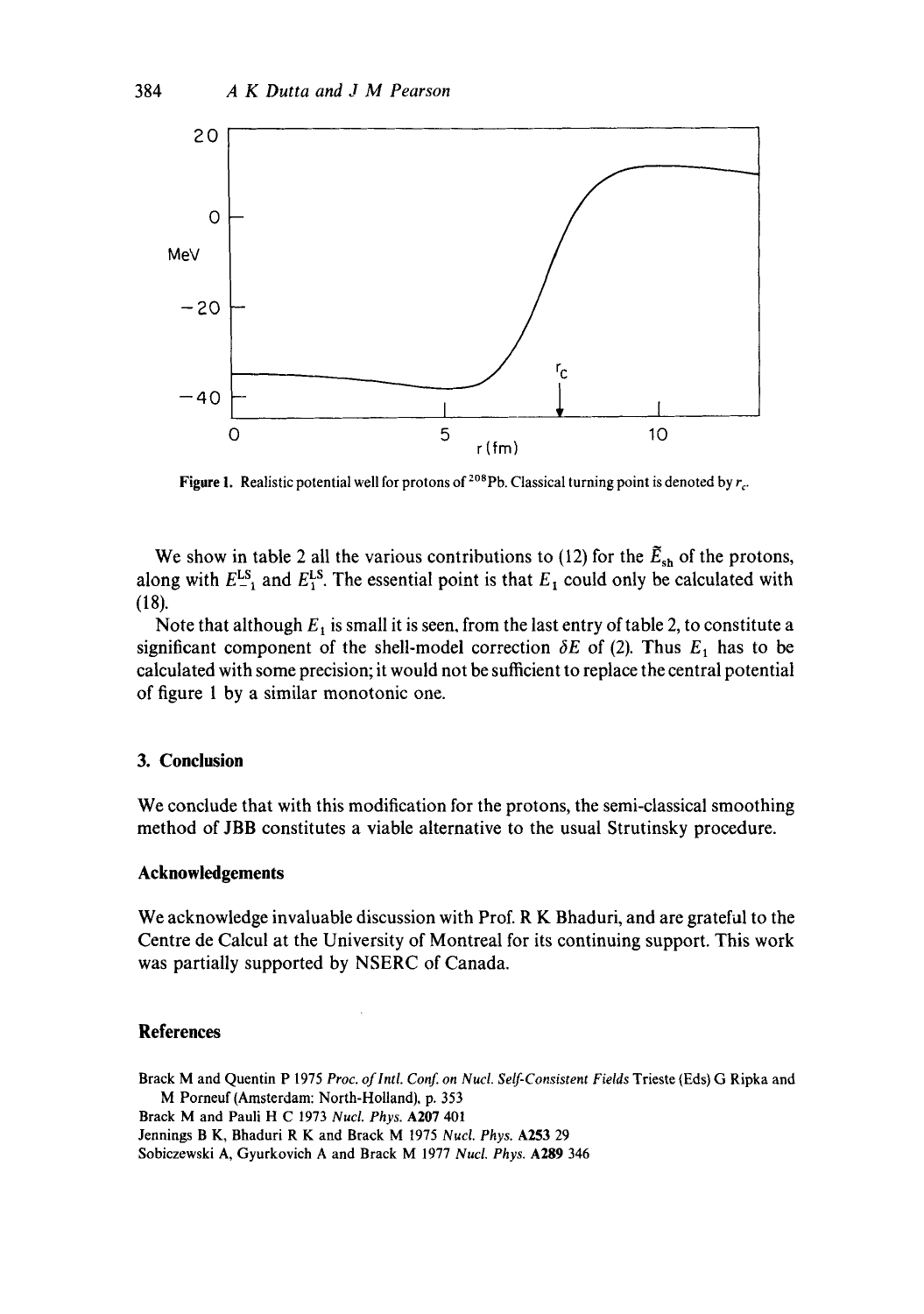20

0

MeV

−20

−40

0

5

r (fm)

10

$r_c$

Figure 1. Realistic potential well for protons of $^{208}$Pb. Classical turning point is denoted by $r_c$.

We show in table 2 all the various contributions to (12) for the $\tilde{E}_{sh}$ of the protons, along with $E^{LS}_{-1}$ and $E^{LS}_{1}$. The essential point is that $E_1$ could only be calculated with (18).

Note that although $E_1$ is small it is seen, from the last entry of table 2, to constitute a significant component of the shell-model correction $\delta E$ of (2). Thus $E_1$ has to be calculated with some precision; it would not be sufficient to replace the central potential of figure 1 by a similar monotonic one.

## 3. Conclusion

We conclude that with this modification for the protons, the semi-classical smoothing method of JBB constitutes a viable alternative to the usual Strutinsky procedure.

## Acknowledgements

We acknowledge invaluable discussion with Prof. R K Bhaduri, and are grateful to the Centre de Calcul at the University of Montreal for its continuing support. This work was partially supported by NSERC of Canada.

## References

Brack M and Quentin P 1975 *Proc. of Intl. Conf. on Nucl. Self-Consistent Fields* Trieste (Eds) G Ripka and M Porneuf (Amsterdam: North-Holland), p. 353

Brack M and Pauli H C 1973 *Nucl. Phys.* **A207** 401

Jennings B K, Bhaduri R K and Brack M 1975 *Nucl. Phys.* **A253** 29

Sobiczewski A, Gyurkovich A and Brack M 1977 *Nucl. Phys.* **A289** 346